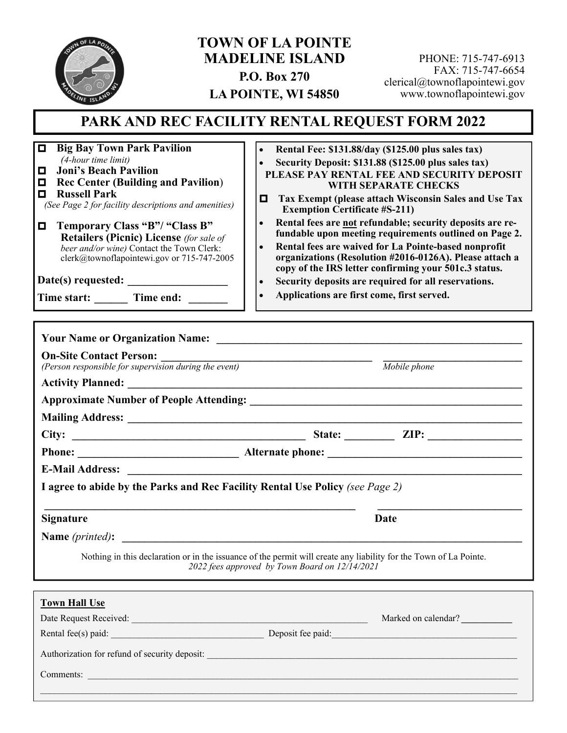# TOWN OF LA POINTE
## MADELINE ISLAND

**P.O. Box 270**
**LA POINTE, WI 54850**

PHONE: 715-747-6913
FAX: 715-747-6654
clerical@townoflapointewi.gov
www.townoflapointewi.gov

## PARK AND REC FACILITY RENTAL REQUEST FORM 2022

- ☐ **Big Bay Town Park Pavilion** *(4-hour time limit)*
- ☐ **Joni's Beach Pavilion**
- ☐ **Rec Center (Building and Pavilion)**
- ☐ **Russell Park**

*(See Page 2 for facility descriptions and amenities)*

☐ **Temporary Class "B"/ "Class B" Retailers (Picnic) License** *(for sale of beer and/or wine)* Contact the Town Clerk: clerk@townoflapointewi.gov or 715-747-2005

**Date(s) requested:** __________________

**Time start:** ______ **Time end:** _______

- **Rental Fee: $131.88/day ($125.00 plus sales tax)**
- **Security Deposit: $131.88 ($125.00 plus sales tax)**

**PLEASE PAY RENTAL FEE AND SECURITY DEPOSIT WITH SEPARATE CHECKS**

☐ **Tax Exempt (please attach Wisconsin Sales and Use Tax Exemption Certificate #S-211)**

- **Rental fees are not refundable; security deposits are refundable upon meeting requirements outlined on Page 2.**
- **Rental fees are waived for La Pointe-based nonprofit organizations (Resolution #2016-0126A). Please attach a copy of the IRS letter confirming your 501c.3 status.**
- **Security deposits are required for all reservations.**
- **Applications are first come, first served.**

**Your Name or Organization Name:** ____________________________________________

**On-Site Contact Person:** ______________________________ ____________________
*(Person responsible for supervision during the event)* *Mobile phone*

**Activity Planned:** ____________________________________________

**Approximate Number of People Attending:** ____________________________________________

**Mailing Address:** ____________________________________________

**City:** ______________________________ **State:** ________ **ZIP:** ______________

**Phone:** ________________________ **Alternate phone:** ________________________

**E-Mail Address:** ____________________________________________

**I agree to abide by the Parks and Rec Facility Rental Use Policy** *(see Page 2)*

____________________________________________ ____________________
**Signature** **Date**

**Name** *(printed)*: ____________________________________________

Nothing in this declaration or in the issuance of the permit will create any liability for the Town of La Pointe.
*2022 fees approved by Town Board on 12/14/2021*

**Town Hall Use**

Date Request Received: ______________________________ Marked on calendar? __________

Rental fee(s) paid: ______________________ Deposit fee paid: ______________________

Authorization for refund of security deposit: ____________________________________________

Comments: ____________________________________________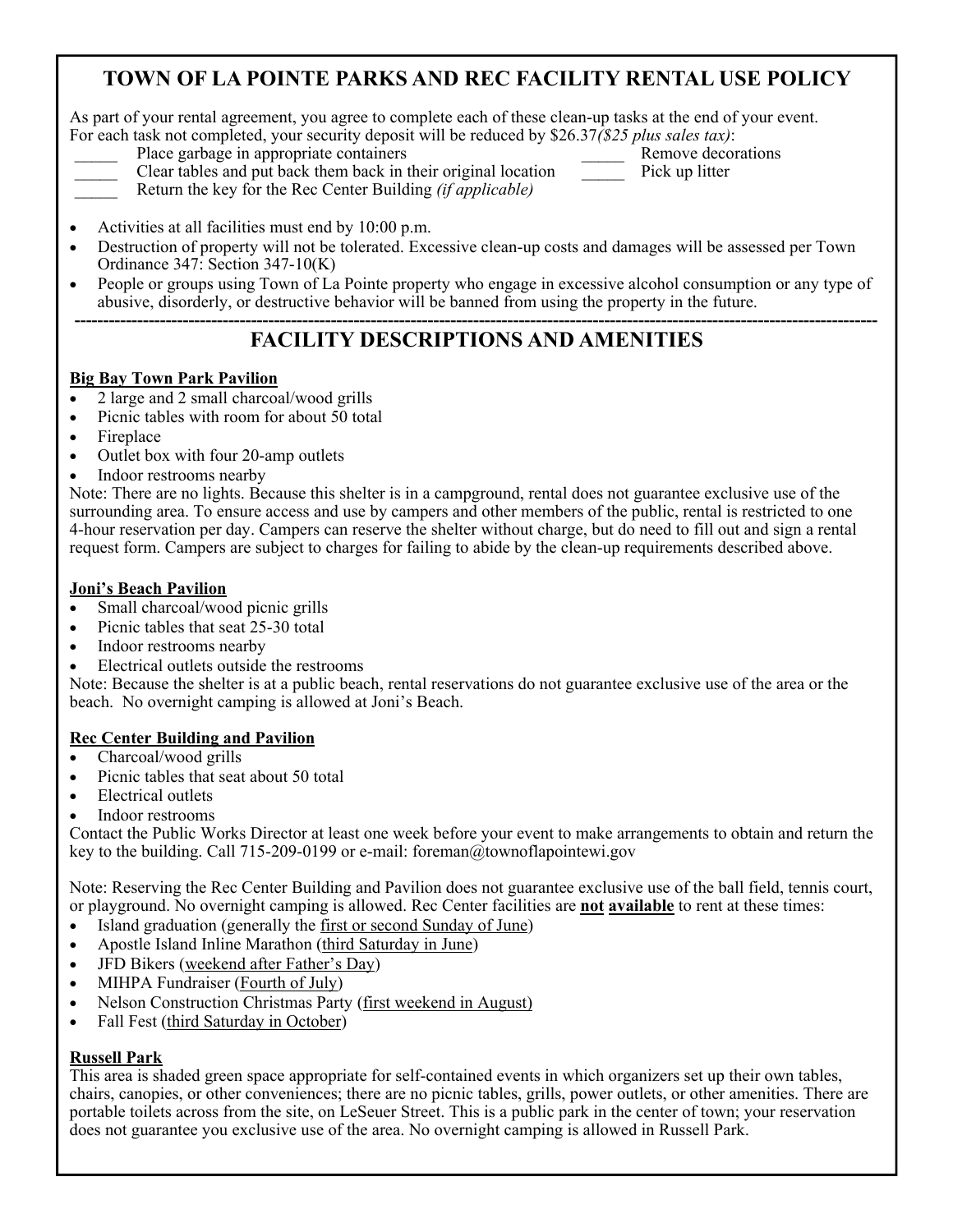# TOWN OF LA POINTE PARKS AND REC FACILITY RENTAL USE POLICY

As part of your rental agreement, you agree to complete each of these clean-up tasks at the end of your event. For each task not completed, your security deposit will be reduced by $26.37*($25 plus sales tax)*:

- _____ Place garbage in appropriate containers
- _____ Remove decorations
- _____ Clear tables and put back them back in their original location
- _____ Pick up litter
- _____ Return the key for the Rec Center Building *(if applicable)*

- Activities at all facilities must end by 10:00 p.m.
- Destruction of property will not be tolerated. Excessive clean-up costs and damages will be assessed per Town Ordinance 347: Section 347-10(K)
- People or groups using Town of La Pointe property who engage in excessive alcohol consumption or any type of abusive, disorderly, or destructive behavior will be banned from using the property in the future.

---

# FACILITY DESCRIPTIONS AND AMENITIES

**Big Bay Town Park Pavilion**

- 2 large and 2 small charcoal/wood grills
- Picnic tables with room for about 50 total
- Fireplace
- Outlet box with four 20-amp outlets
- Indoor restrooms nearby

Note: There are no lights. Because this shelter is in a campground, rental does not guarantee exclusive use of the surrounding area. To ensure access and use by campers and other members of the public, rental is restricted to one 4-hour reservation per day. Campers can reserve the shelter without charge, but do need to fill out and sign a rental request form. Campers are subject to charges for failing to abide by the clean-up requirements described above.

**Joni's Beach Pavilion**

- Small charcoal/wood picnic grills
- Picnic tables that seat 25-30 total
- Indoor restrooms nearby
- Electrical outlets outside the restrooms

Note: Because the shelter is at a public beach, rental reservations do not guarantee exclusive use of the area or the beach. No overnight camping is allowed at Joni's Beach.

**Rec Center Building and Pavilion**

- Charcoal/wood grills
- Picnic tables that seat about 50 total
- Electrical outlets
- Indoor restrooms

Contact the Public Works Director at least one week before your event to make arrangements to obtain and return the key to the building. Call 715-209-0199 or e-mail: foreman@townoflapointewi.gov

Note: Reserving the Rec Center Building and Pavilion does not guarantee exclusive use of the ball field, tennis court, or playground. No overnight camping is allowed. Rec Center facilities are **not available** to rent at these times:

- Island graduation (generally the first or second Sunday of June)
- Apostle Island Inline Marathon (third Saturday in June)
- JFD Bikers (weekend after Father's Day)
- MIHPA Fundraiser (Fourth of July)
- Nelson Construction Christmas Party (first weekend in August)
- Fall Fest (third Saturday in October)

**Russell Park**

This area is shaded green space appropriate for self-contained events in which organizers set up their own tables, chairs, canopies, or other conveniences; there are no picnic tables, grills, power outlets, or other amenities. There are portable toilets across from the site, on LeSeuer Street. This is a public park in the center of town; your reservation does not guarantee you exclusive use of the area. No overnight camping is allowed in Russell Park.